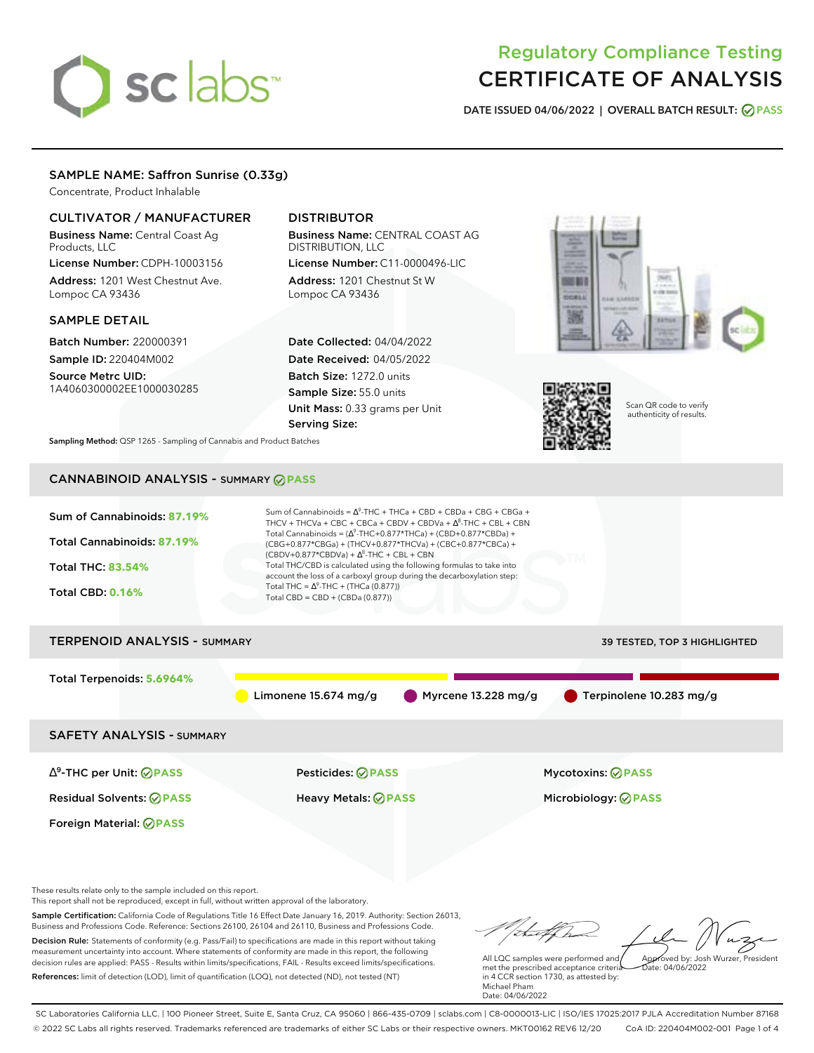# Regulatory Compliance Testing
# CERTIFICATE OF ANALYSIS

**DATE ISSUED 04/06/2022 | OVERALL BATCH RESULT: PASS**

## SAMPLE NAME: Saffron Sunrise (0.33g)

Concentrate, Product Inhalable

### CULTIVATOR / MANUFACTURER

**Business Name:** Central Coast Ag Products, LLC
**License Number:** CDPH-10003156
**Address:** 1201 West Chestnut Ave. Lompoc CA 93436

### DISTRIBUTOR

**Business Name:** CENTRAL COAST AG DISTRIBUTION, LLC
**License Number:** C11-0000496-LIC
**Address:** 1201 Chestnut St W Lompoc CA 93436

### SAMPLE DETAIL

**Batch Number:** 220000391
**Sample ID:** 220404M002
**Source Metrc UID:** 1A4060300002EE1000030285

**Date Collected:** 04/04/2022
**Date Received:** 04/05/2022
**Batch Size:** 1272.0 units
**Sample Size:** 55.0 units
**Unit Mass:** 0.33 grams per Unit
**Serving Size:**

Scan QR code to verify authenticity of results.

**Sampling Method:** QSP 1265 - Sampling of Cannabis and Product Batches

## CANNABINOID ANALYSIS - SUMMARY PASS

**Sum of Cannabinoids:** 87.19%
**Total Cannabinoids:** 87.19%
**Total THC:** 83.54%
**Total CBD:** 0.16%

Sum of Cannabinoids = $\Delta^9$-THC + THCa + CBD + CBDa + CBG + CBGa + THCV + THCVa + CBC + CBCa + CBDV + CBDVa + $\Delta^8$-THC + CBL + CBN

Total Cannabinoids = ($\Delta^9$-THC+0.877*THCa) + (CBD+0.877*CBDa) + (CBG+0.877*CBGa) + (THCV+0.877*THCVa) + (CBC+0.877*CBCa) + (CBDV+0.877*CBDVa) + $\Delta^8$-THC + CBL + CBN

Total THC/CBD is calculated using the following formulas to take into account the loss of a carboxyl group during the decarboxylation step:
Total THC = $\Delta^9$-THC + (THCa (0.877))
Total CBD = CBD + (CBDa (0.877))

## TERPENOID ANALYSIS - SUMMARY

39 TESTED, TOP 3 HIGHLIGHTED

**Total Terpenoids:** 5.6964%

Limonene 15.674 mg/g | Myrcene 13.228 mg/g | Terpinolene 10.283 mg/g

## SAFETY ANALYSIS - SUMMARY

| | | |
|---|---|---|
| $\Delta^9$-THC per Unit: PASS | Pesticides: PASS | Mycotoxins: PASS |
| Residual Solvents: PASS | Heavy Metals: PASS | Microbiology: PASS |
| Foreign Material: PASS | | |

These results relate only to the sample included on this report.
This report shall not be reproduced, except in full, without written approval of the laboratory.

**Sample Certification:** California Code of Regulations Title 16 Effect Date January 16, 2019. Authority: Section 26013, Business and Professions Code. Reference: Sections 26100, 26104 and 26110, Business and Professions Code.

**Decision Rule:** Statements of conformity (e.g. Pass/Fail) to specifications are made in this report without taking measurement uncertainty into account. Where statements of conformity are made in this report, the following decision rules are applied: PASS - Results within limits/specifications, FAIL - Results exceed limits/specifications.

**References:** limit of detection (LOD), limit of quantification (LOQ), not detected (ND), not tested (NT)

All LQC samples were performed and met the prescribed acceptance criteria in 4 CCR section 1730, as attested by: Michael Pham
Date: 04/06/2022

Approved by: Josh Wurzer, President
Date: 04/06/2022

SC Laboratories California LLC. | 100 Pioneer Street, Suite E, Santa Cruz, CA 95060 | 866-435-0709 | sclabs.com | C8-0000013-LIC | ISO/IES 17025:2017 PJLA Accreditation Number 87168
© 2022 SC Labs all rights reserved. Trademarks referenced are trademarks of either SC Labs or their respective owners. MKT00162 REV6 12/20 CoA ID: 220404M002-001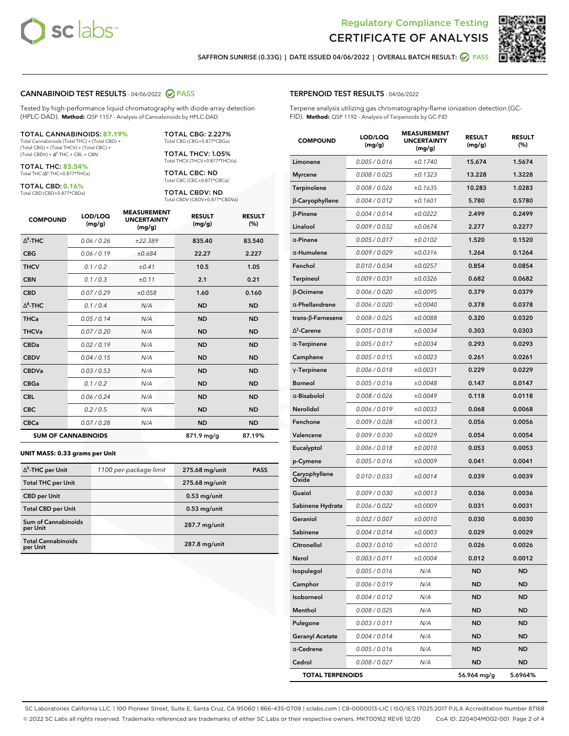# Regulatory Compliance Testing
# CERTIFICATE OF ANALYSIS

SAFFRON SUNRISE (0.33G) | DATE ISSUED 04/06/2022 | OVERALL BATCH RESULT: PASS

## CANNABINOID TEST RESULTS - 04/06/2022 PASS

Tested by high-performance liquid chromatography with diode-array detection (HPLC-DAD). **Method:** QSP 1157 - Analysis of Cannabinoids by HPLC-DAD

**TOTAL CANNABINOIDS: 87.19%**
Total Cannabinoids (Total THC) + (Total CBD) + (Total CBG) + (Total THCV) + (Total CBC) + (Total CBDV) + Δ8-THC + CBL + CBN

**TOTAL THC: 83.54%**
Total THC (Δ9-THC+0.877*THCa)

**TOTAL CBD: 0.16%**
Total CBD (CBD+0.877*CBDa)

**TOTAL CBG: 2.227%**
Total CBG (CBG+0.877*CBGa)

**TOTAL THCV: 1.05%**
Total THCV (THCV+0.877*THCVa)

**TOTAL CBC: ND**
Total CBC (CBC+0.877*CBCa)

**TOTAL CBDV: ND**
Total CBDV (CBDV+0.877*CBDVa)

| COMPOUND | LOD/LOQ (mg/g) | MEASUREMENT UNCERTAINTY (mg/g) | RESULT (mg/g) | RESULT (%) |
|---|---|---|---|---|
| Δ9-THC | 0.06 / 0.26 | ±22.389 | 835.40 | 83.540 |
| CBG | 0.06 / 0.19 | ±0.684 | 22.27 | 2.227 |
| THCV | 0.1 / 0.2 | ±0.41 | 10.5 | 1.05 |
| CBN | 0.1 / 0.3 | ±0.11 | 2.1 | 0.21 |
| CBD | 0.07 / 0.29 | ±0.058 | 1.60 | 0.160 |
| Δ8-THC | 0.1 / 0.4 | N/A | ND | ND |
| THCa | 0.05 / 0.14 | N/A | ND | ND |
| THCVa | 0.07 / 0.20 | N/A | ND | ND |
| CBDa | 0.02 / 0.19 | N/A | ND | ND |
| CBDV | 0.04 / 0.15 | N/A | ND | ND |
| CBDVa | 0.03 / 0.53 | N/A | ND | ND |
| CBGa | 0.1 / 0.2 | N/A | ND | ND |
| CBL | 0.06 / 0.24 | N/A | ND | ND |
| CBC | 0.2 / 0.5 | N/A | ND | ND |
| CBCa | 0.07 / 0.28 | N/A | ND | ND |
| **SUM OF CANNABINOIDS** | | | 871.9 mg/g | 87.19% |

**UNIT MASS: 0.33 grams per Unit**

| | | | |
|---|---|---|---|
| Δ9-THC per Unit | 1100 per-package limit | 275.68 mg/unit | PASS |
| Total THC per Unit | | 275.68 mg/unit | |
| CBD per Unit | | 0.53 mg/unit | |
| Total CBD per Unit | | 0.53 mg/unit | |
| Sum of Cannabinoids per Unit | | 287.7 mg/unit | |
| Total Cannabinoids per Unit | | 287.8 mg/unit | |

## TERPENOID TEST RESULTS - 04/06/2022

Terpene analysis utilizing gas chromatography-flame ionization detection (GC-FID). **Method:** QSP 1192 - Analysis of Terpenoids by GC-FID

| COMPOUND | LOD/LOQ (mg/g) | MEASUREMENT UNCERTAINTY (mg/g) | RESULT (mg/g) | RESULT (%) |
|---|---|---|---|---|
| Limonene | 0.005 / 0.016 | ±0.1740 | 15.674 | 1.5674 |
| Myrcene | 0.008 / 0.025 | ±0.1323 | 13.228 | 1.3228 |
| Terpinolene | 0.008 / 0.026 | ±0.1635 | 10.283 | 1.0283 |
| β-Caryophyllene | 0.004 / 0.012 | ±0.1601 | 5.780 | 0.5780 |
| β-Pinene | 0.004 / 0.014 | ±0.0222 | 2.499 | 0.2499 |
| Linalool | 0.009 / 0.032 | ±0.0674 | 2.277 | 0.2277 |
| α-Pinene | 0.005 / 0.017 | ±0.0102 | 1.520 | 0.1520 |
| α-Humulene | 0.009 / 0.029 | ±0.0316 | 1.264 | 0.1264 |
| Fenchol | 0.010 / 0.034 | ±0.0257 | 0.854 | 0.0854 |
| Terpineol | 0.009 / 0.031 | ±0.0326 | 0.682 | 0.0682 |
| β-Ocimene | 0.006 / 0.020 | ±0.0095 | 0.379 | 0.0379 |
| α-Phellandrene | 0.006 / 0.020 | ±0.0040 | 0.378 | 0.0378 |
| trans-β-Farnesene | 0.008 / 0.025 | ±0.0088 | 0.320 | 0.0320 |
| Δ3-Carene | 0.005 / 0.018 | ±0.0034 | 0.303 | 0.0303 |
| α-Terpinene | 0.005 / 0.017 | ±0.0034 | 0.293 | 0.0293 |
| Camphene | 0.005 / 0.015 | ±0.0023 | 0.261 | 0.0261 |
| γ-Terpinene | 0.006 / 0.018 | ±0.0031 | 0.229 | 0.0229 |
| Borneol | 0.005 / 0.016 | ±0.0048 | 0.147 | 0.0147 |
| α-Bisabolol | 0.008 / 0.026 | ±0.0049 | 0.118 | 0.0118 |
| Nerolidol | 0.006 / 0.019 | ±0.0033 | 0.068 | 0.0068 |
| Fenchone | 0.009 / 0.028 | ±0.0013 | 0.056 | 0.0056 |
| Valencene | 0.009 / 0.030 | ±0.0029 | 0.054 | 0.0054 |
| Eucalyptol | 0.006 / 0.018 | ±0.0010 | 0.053 | 0.0053 |
| p-Cymene | 0.005 / 0.016 | ±0.0009 | 0.041 | 0.0041 |
| Caryophyllene Oxide | 0.010 / 0.033 | ±0.0014 | 0.039 | 0.0039 |
| Guaiol | 0.009 / 0.030 | ±0.0013 | 0.036 | 0.0036 |
| Sabinene Hydrate | 0.006 / 0.022 | ±0.0009 | 0.031 | 0.0031 |
| Geraniol | 0.002 / 0.007 | ±0.0010 | 0.030 | 0.0030 |
| Sabinene | 0.004 / 0.014 | ±0.0003 | 0.029 | 0.0029 |
| Citronellol | 0.003 / 0.010 | ±0.0010 | 0.026 | 0.0026 |
| Nerol | 0.003 / 0.011 | ±0.0004 | 0.012 | 0.0012 |
| Isopulegol | 0.005 / 0.016 | N/A | ND | ND |
| Camphor | 0.006 / 0.019 | N/A | ND | ND |
| Isoborneol | 0.004 / 0.012 | N/A | ND | ND |
| Menthol | 0.008 / 0.025 | N/A | ND | ND |
| Pulegone | 0.003 / 0.011 | N/A | ND | ND |
| Geranyl Acetate | 0.004 / 0.014 | N/A | ND | ND |
| α-Cedrene | 0.005 / 0.016 | N/A | ND | ND |
| Cedrol | 0.008 / 0.027 | N/A | ND | ND |
| **TOTAL TERPENOIDS** | | | 56.964 mg/g | 5.6964% |

SC Laboratories California LLC. | 100 Pioneer Street, Suite E, Santa Cruz, CA 95060 | 866-435-0709 | sclabs.com | C8-0000013-LIC | ISO/IES 17025:2017 PJLA Accreditation Number 87168
© 2022 SC Labs all rights reserved. Trademarks referenced are trademarks of either SC Labs or their respective owners. MKT00162 REV6 12/20 CoA ID: 220404M002-001